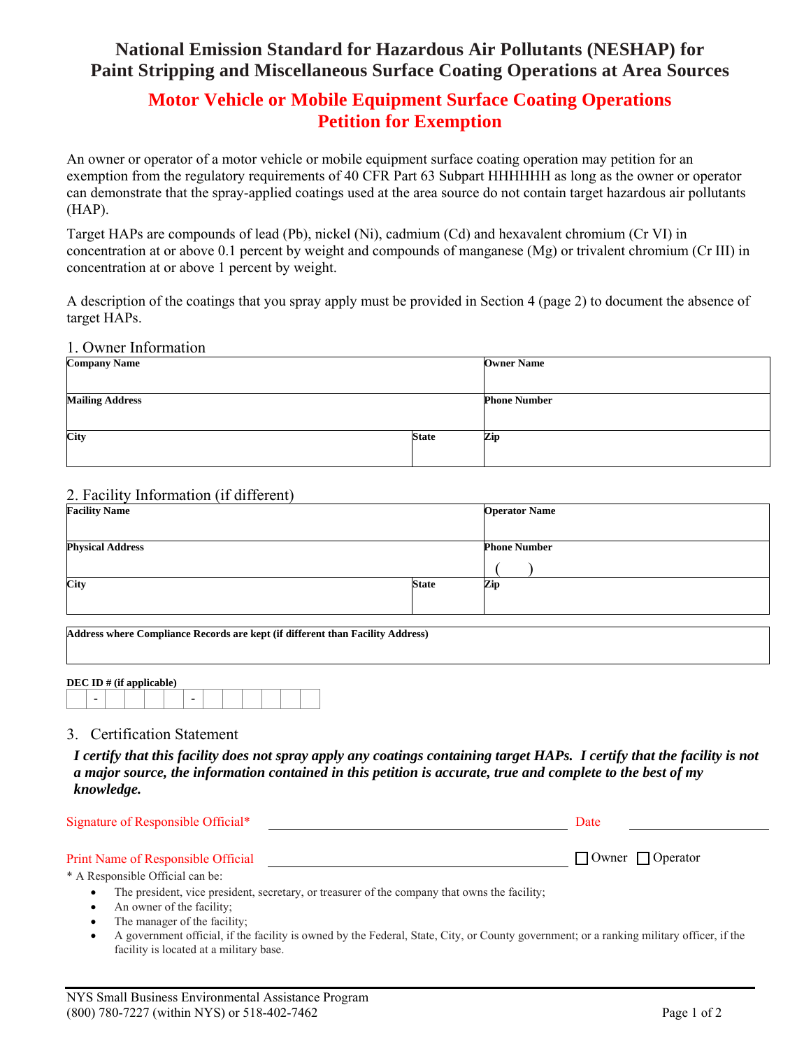# National Emission Standard for Hazardous Air Pollutants (NESHAP) for Paint Stripping and Miscellaneous Surface Coating Operations at Area Sources

## Motor Vehicle or Mobile Equipment Surface Coating Operations Petition for Exemption

An owner or operator of a motor vehicle or mobile equipment surface coating operation may petition for an exemption from the regulatory requirements of 40 CFR Part 63 Subpart HHHHHH as long as the owner or operator can demonstrate that the spray-applied coatings used at the area source do not contain target hazardous air pollutants (HAP).

Target HAPs are compounds of lead (Pb), nickel (Ni), cadmium (Cd) and hexavalent chromium (Cr VI) in concentration at or above 0.1 percent by weight and compounds of manganese (Mg) or trivalent chromium (Cr III) in concentration at or above 1 percent by weight.

A description of the coatings that you spray apply must be provided in Section 4 (page 2) to document the absence of target HAPs.

### 1. Owner Information

| **Company Name** | | **Owner Name** |
|---|---|---|
| **Mailing Address** | | **Phone Number** |
| **City** | **State** | **Zip** |

### 2. Facility Information (if different)

| **Facility Name** | | **Operator Name** |
|---|---|---|
| **Physical Address** | | **Phone Number** ( ) |
| **City** | **State** | **Zip** |

| **Address where Compliance Records are kept (if different than Facility Address)** |
|---|
| |

**DEC ID # (if applicable)**

| | - | | | | | - | | | | | | |
|---|---|---|---|---|---|---|---|---|---|---|---|---|

### 3. Certification Statement

***I certify that this facility does not spray apply any coatings containing target HAPs. I certify that the facility is not a major source, the information contained in this petition is accurate, true and complete to the best of my knowledge.***

Signature of Responsible Official* ______________________________ Date ______________

Print Name of Responsible Official ______________________________ ☐ Owner ☐ Operator

\* A Responsible Official can be:

- The president, vice president, secretary, or treasurer of the company that owns the facility;
- An owner of the facility;
- The manager of the facility;
- A government official, if the facility is owned by the Federal, State, City, or County government; or a ranking military officer, if the facility is located at a military base.

NYS Small Business Environmental Assistance Program
(800) 780-7227 (within NYS) or 518-402-7462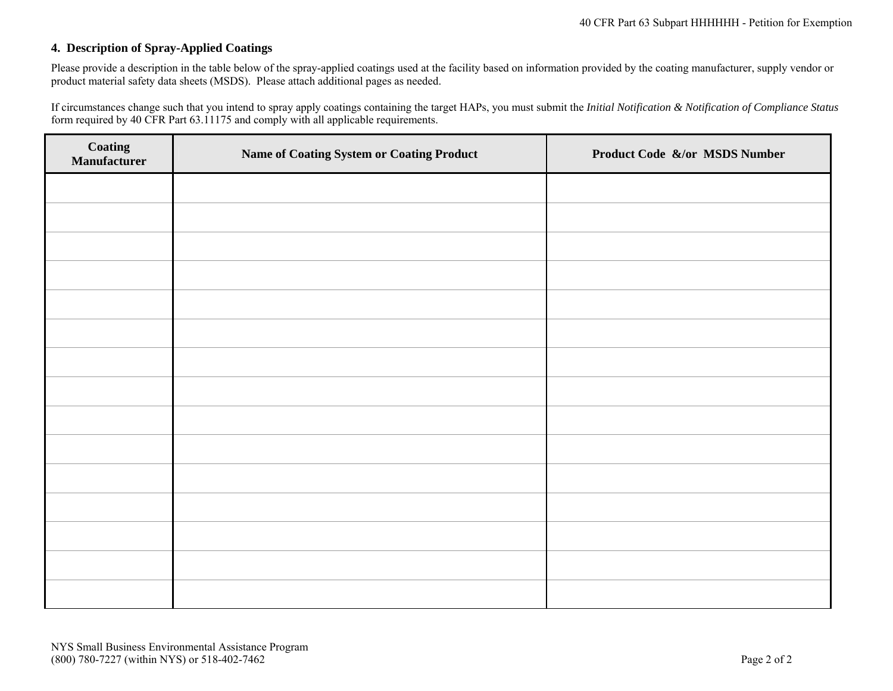### 4. Description of Spray-Applied Coatings

Please provide a description in the table below of the spray-applied coatings used at the facility based on information provided by the coating manufacturer, supply vendor or product material safety data sheets (MSDS). Please attach additional pages as needed.

If circumstances change such that you intend to spray apply coatings containing the target HAPs, you must submit the *Initial Notification & Notification of Compliance Status* form required by 40 CFR Part 63.11175 and comply with all applicable requirements.

| Coating Manufacturer | Name of Coating System or Coating Product | Product Code &/or MSDS Number |
|---|---|---|
| | | |
| | | |
| | | |
| | | |
| | | |
| | | |
| | | |
| | | |
| | | |
| | | |
| | | |
| | | |
| | | |
| | | |
| | | |

NYS Small Business Environmental Assistance Program
(800) 780-7227 (within NYS) or 518-402-7462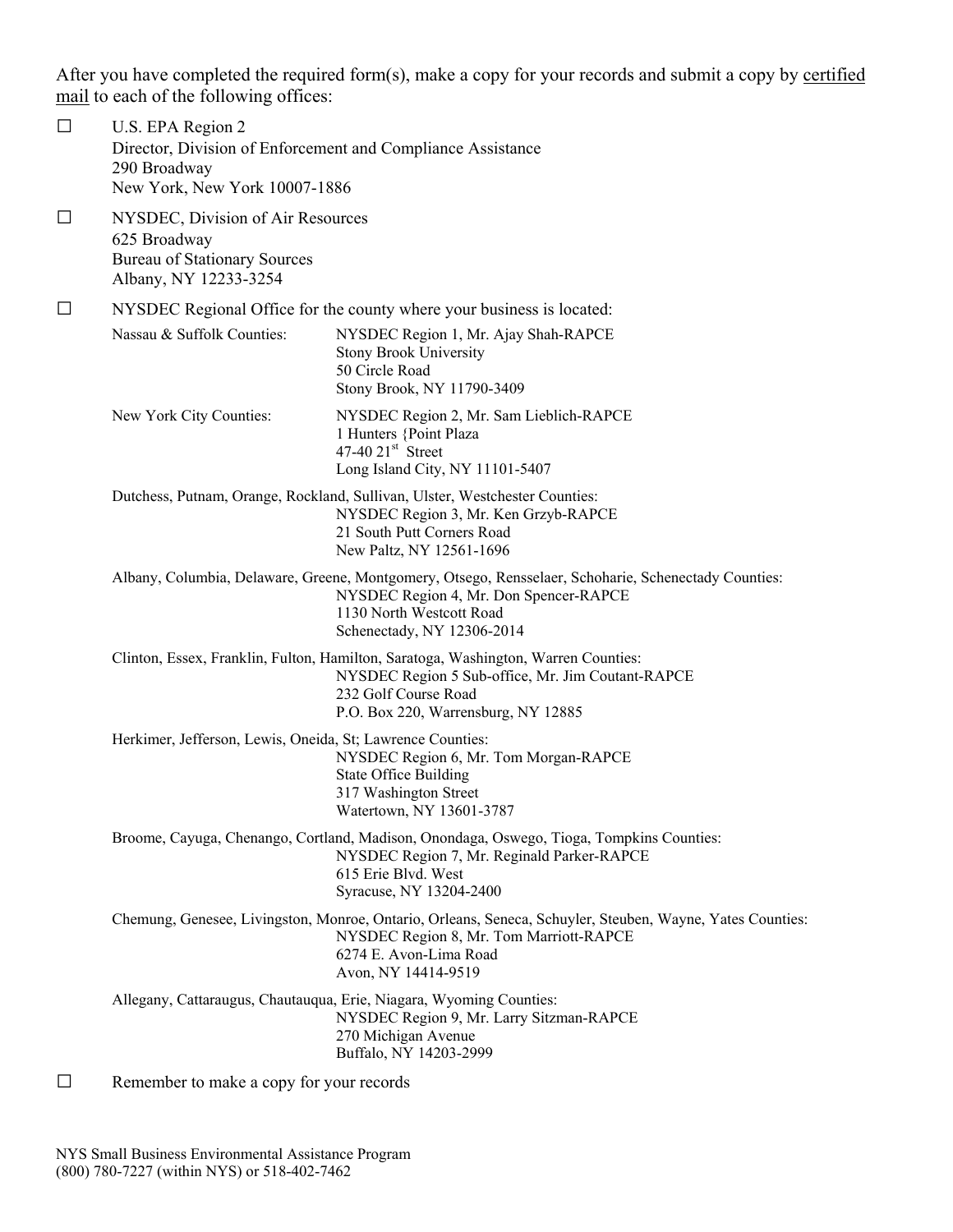After you have completed the required form(s), make a copy for your records and submit a copy by <u>certified mail</u> to each of the following offices:

☐ U.S. EPA Region 2
Director, Division of Enforcement and Compliance Assistance
290 Broadway
New York, New York 10007-1886

☐ NYSDEC, Division of Air Resources
625 Broadway
Bureau of Stationary Sources
Albany, NY 12233-3254

☐ NYSDEC Regional Office for the county where your business is located:

Nassau & Suffolk Counties:
NYSDEC Region 1, Mr. Ajay Shah-RAPCE
Stony Brook University
50 Circle Road
Stony Brook, NY 11790-3409

New York City Counties:
NYSDEC Region 2, Mr. Sam Lieblich-RAPCE
1 Hunters {Point Plaza
47-40 21st Street
Long Island City, NY 11101-5407

Dutchess, Putnam, Orange, Rockland, Sullivan, Ulster, Westchester Counties:
NYSDEC Region 3, Mr. Ken Grzyb-RAPCE
21 South Putt Corners Road
New Paltz, NY 12561-1696

Albany, Columbia, Delaware, Greene, Montgomery, Otsego, Rensselaer, Schoharie, Schenectady Counties:
NYSDEC Region 4, Mr. Don Spencer-RAPCE
1130 North Westcott Road
Schenectady, NY 12306-2014

Clinton, Essex, Franklin, Fulton, Hamilton, Saratoga, Washington, Warren Counties:
NYSDEC Region 5 Sub-office, Mr. Jim Coutant-RAPCE
232 Golf Course Road
P.O. Box 220, Warrensburg, NY 12885

Herkimer, Jefferson, Lewis, Oneida, St; Lawrence Counties:
NYSDEC Region 6, Mr. Tom Morgan-RAPCE
State Office Building
317 Washington Street
Watertown, NY 13601-3787

Broome, Cayuga, Chenango, Cortland, Madison, Onondaga, Oswego, Tioga, Tompkins Counties:
NYSDEC Region 7, Mr. Reginald Parker-RAPCE
615 Erie Blvd. West
Syracuse, NY 13204-2400

Chemung, Genesee, Livingston, Monroe, Ontario, Orleans, Seneca, Schuyler, Steuben, Wayne, Yates Counties:
NYSDEC Region 8, Mr. Tom Marriott-RAPCE
6274 E. Avon-Lima Road
Avon, NY 14414-9519

Allegany, Cattaraugus, Chautauqua, Erie, Niagara, Wyoming Counties:
NYSDEC Region 9, Mr. Larry Sitzman-RAPCE
270 Michigan Avenue
Buffalo, NY 14203-2999

☐ Remember to make a copy for your records

NYS Small Business Environmental Assistance Program
(800) 780-7227 (within NYS) or 518-402-7462